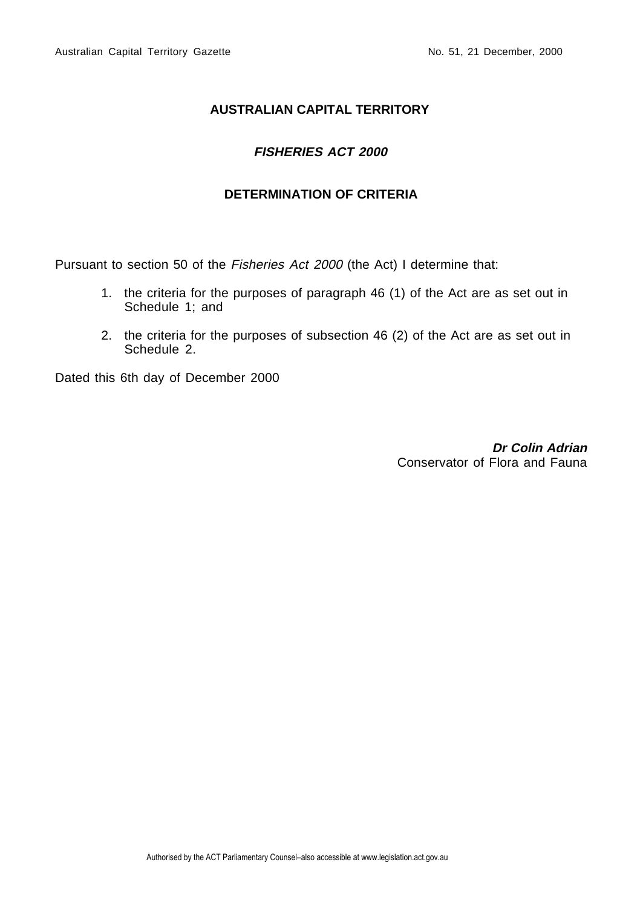# AUSTRALIAN CAPITAL TERRITORY

## *FISHERIES ACT 2000*

## DETERMINATION OF CRITERIA

Pursuant to section 50 of the *Fisheries Act 2000* (the Act) I determine that:

1. the criteria for the purposes of paragraph 46 (1) of the Act are as set out in Schedule 1; and
2. the criteria for the purposes of subsection 46 (2) of the Act are as set out in Schedule 2.

Dated this 6th day of December 2000

***Dr Colin Adrian***
Conservator of Flora and Fauna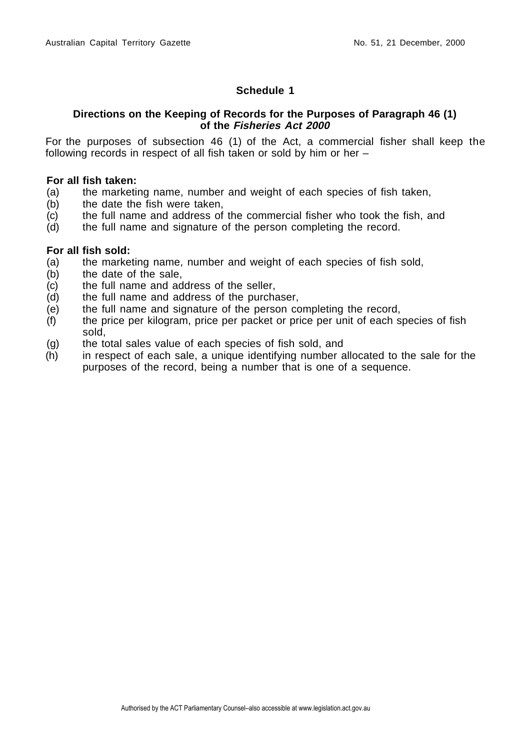## Schedule 1

### Directions on the Keeping of Records for the Purposes of Paragraph 46 (1) of the *Fisheries Act 2000*

For the purposes of subsection 46 (1) of the Act, a commercial fisher shall keep the following records in respect of all fish taken or sold by him or her –

**For all fish taken:**

(a) the marketing name, number and weight of each species of fish taken,

(b) the date the fish were taken,

(c) the full name and address of the commercial fisher who took the fish, and

(d) the full name and signature of the person completing the record.

**For all fish sold:**

(a) the marketing name, number and weight of each species of fish sold,

(b) the date of the sale,

(c) the full name and address of the seller,

(d) the full name and address of the purchaser,

(e) the full name and signature of the person completing the record,

(f) the price per kilogram, price per packet or price per unit of each species of fish sold,

(g) the total sales value of each species of fish sold, and

(h) in respect of each sale, a unique identifying number allocated to the sale for the purposes of the record, being a number that is one of a sequence.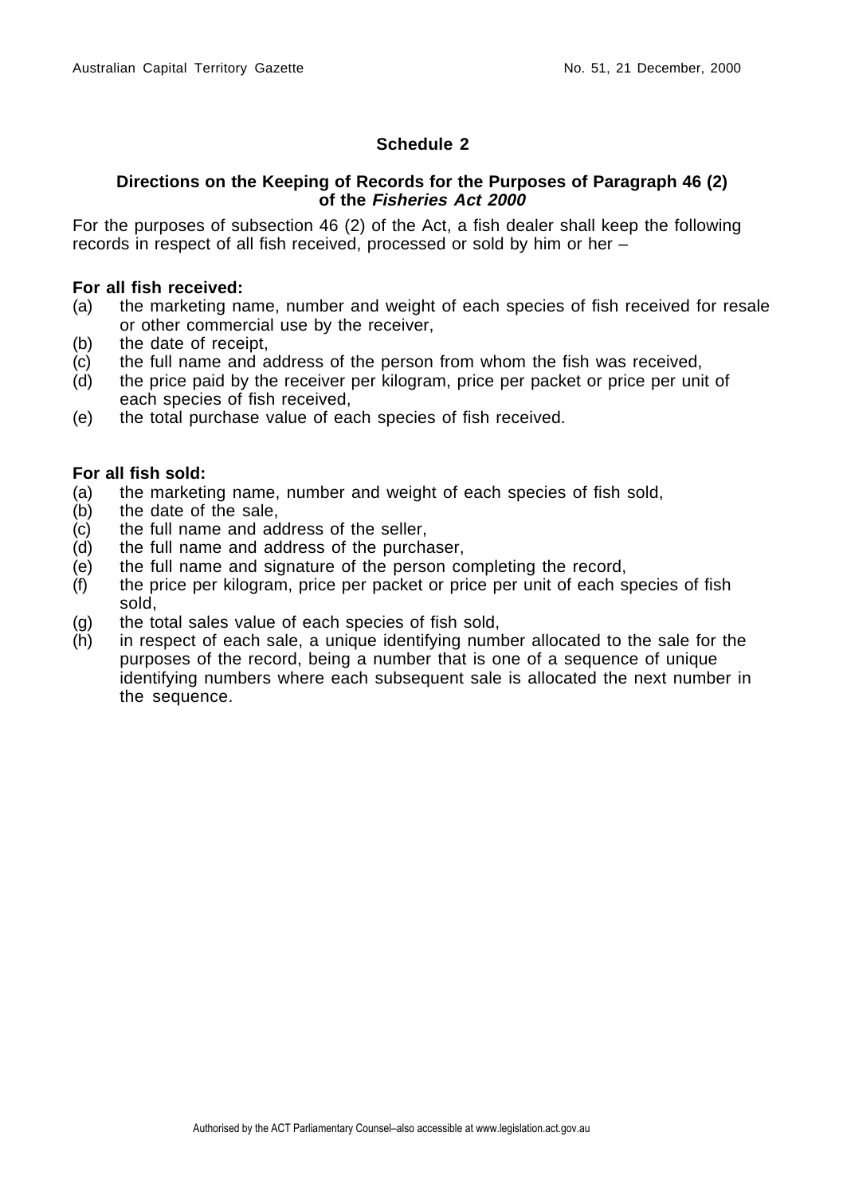## Schedule 2

### Directions on the Keeping of Records for the Purposes of Paragraph 46 (2) of the *Fisheries Act 2000*

For the purposes of subsection 46 (2) of the Act, a fish dealer shall keep the following records in respect of all fish received, processed or sold by him or her –

**For all fish received:**

(a) the marketing name, number and weight of each species of fish received for resale or other commercial use by the receiver,
(b) the date of receipt,
(c) the full name and address of the person from whom the fish was received,
(d) the price paid by the receiver per kilogram, price per packet or price per unit of each species of fish received,
(e) the total purchase value of each species of fish received.

**For all fish sold:**

(a) the marketing name, number and weight of each species of fish sold,
(b) the date of the sale,
(c) the full name and address of the seller,
(d) the full name and address of the purchaser,
(e) the full name and signature of the person completing the record,
(f) the price per kilogram, price per packet or price per unit of each species of fish sold,
(g) the total sales value of each species of fish sold,
(h) in respect of each sale, a unique identifying number allocated to the sale for the purposes of the record, being a number that is one of a sequence of unique identifying numbers where each subsequent sale is allocated the next number in the sequence.